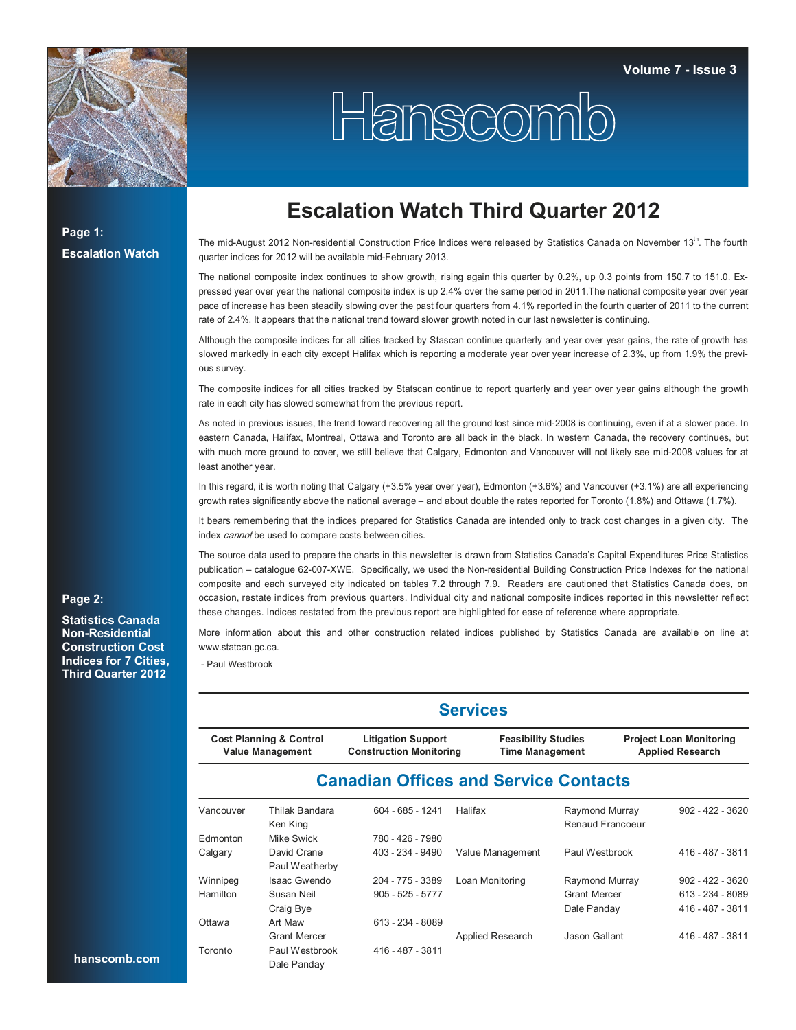# Hanscomb

Volume 7 - Issue 3

**Page 1:**
**Escalation Watch**

**Page 2:**
**Statistics Canada Non-Residential Construction Cost Indices for 7 Cities, Third Quarter 2012**

## Escalation Watch Third Quarter 2012

The mid-August 2012 Non-residential Construction Price Indices were released by Statistics Canada on November 13th. The fourth quarter indices for 2012 will be available mid-February 2013.

The national composite index continues to show growth, rising again this quarter by 0.2%, up 0.3 points from 150.7 to 151.0. Expressed year over year the national composite index is up 2.4% over the same period in 2011.The national composite year over year pace of increase has been steadily slowing over the past four quarters from 4.1% reported in the fourth quarter of 2011 to the current rate of 2.4%. It appears that the national trend toward slower growth noted in our last newsletter is continuing.

Although the composite indices for all cities tracked by Stascan continue quarterly and year over year gains, the rate of growth has slowed markedly in each city except Halifax which is reporting a moderate year over year increase of 2.3%, up from 1.9% the previous survey.

The composite indices for all cities tracked by Statscan continue to report quarterly and year over year gains although the growth rate in each city has slowed somewhat from the previous report.

As noted in previous issues, the trend toward recovering all the ground lost since mid-2008 is continuing, even if at a slower pace. In eastern Canada, Halifax, Montreal, Ottawa and Toronto are all back in the black. In western Canada, the recovery continues, but with much more ground to cover, we still believe that Calgary, Edmonton and Vancouver will not likely see mid-2008 values for at least another year.

In this regard, it is worth noting that Calgary (+3.5% year over year), Edmonton (+3.6%) and Vancouver (+3.1%) are all experiencing growth rates significantly above the national average – and about double the rates reported for Toronto (1.8%) and Ottawa (1.7%).

It bears remembering that the indices prepared for Statistics Canada are intended only to track cost changes in a given city. The index *cannot* be used to compare costs between cities.

The source data used to prepare the charts in this newsletter is drawn from Statistics Canada's Capital Expenditures Price Statistics publication – catalogue 62-007-XWE. Specifically, we used the Non-residential Building Construction Price Indexes for the national composite and each surveyed city indicated on tables 7.2 through 7.9. Readers are cautioned that Statistics Canada does, on occasion, restate indices from previous quarters. Individual city and national composite indices reported in this newsletter reflect these changes. Indices restated from the previous report are highlighted for ease of reference where appropriate.

More information about this and other construction related indices published by Statistics Canada are available on line at www.statcan.gc.ca.

- Paul Westbrook

## Services

| Cost Planning & Control<br>Value Management | Litigation Support<br>Construction Monitoring | Feasibility Studies<br>Time Management | Project Loan Monitoring<br>Applied Research |
|---|---|---|---|

## Canadian Offices and Service Contacts

| Office | Contact | Phone |
|---|---|---|
| Vancouver | Thilak Bandara<br>Ken King | 604 - 685 - 1241 |
| Edmonton | Mike Swick | 780 - 426 - 7980 |
| Calgary | David Crane<br>Paul Weatherby | 403 - 234 - 9490 |
| Winnipeg | Isaac Gwendo | 204 - 775 - 3389 |
| Hamilton | Susan Neil<br>Craig Bye | 905 - 525 - 5777 |
| Ottawa | Art Maw<br>Grant Mercer | 613 - 234 - 8089 |
| Toronto | Paul Westbrook<br>Dale Panday | 416 - 487 - 3811 |
| Halifax | Raymond Murray<br>Renaud Francoeur | 902 - 422 - 3620 |
| Value Management | Paul Westbrook | 416 - 487 - 3811 |
| Loan Monitoring | Raymond Murray | 902 - 422 - 3620 |
| | Grant Mercer | 613 - 234 - 8089 |
| | Dale Panday | 416 - 487 - 3811 |
| Applied Research | Jason Gallant | 416 - 487 - 3811 |

hanscomb.com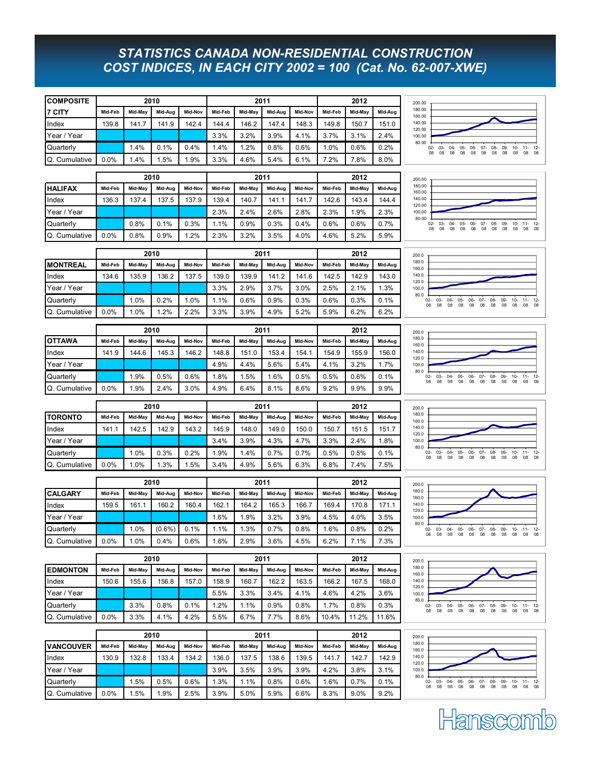# STATISTICS CANADA NON-RESIDENTIAL CONSTRUCTION COST INDICES, IN EACH CITY 2002 = 100 (Cat. No. 62-007-XWE)

| COMPOSITE | 2010 | | | | 2011 | | | | 2012 | | |
|---|---|---|---|---|---|---|---|---|---|---|---|
| 7 CITY | Mid-Feb | Mid-May | Mid-Aug | Mid-Nov | Mid-Feb | Mid-May | Mid-Aug | Mid-Nov | Mid-Feb | Mid-May | Mid-Aug |
| Index | 139.8 | 141.7 | 141.9 | 142.4 | 144.4 | 146.2 | 147.4 | 148.3 | 149.8 | 150.7 | 151.0 |
| Year / Year | | | | | 3.3% | 3.2% | 3.9% | 4.1% | 3.7% | 3.1% | 2.4% |
| Quarterly | | 1.4% | 0.1% | 0.4% | 1.4% | 1.2% | 0.8% | 0.6% | 1.0% | 0.6% | 0.2% |
| Q. Cumulative | 0.0% | 1.4% | 1.5% | 1.9% | 3.3% | 4.6% | 5.4% | 6.1% | 7.2% | 7.8% | 8.0% |

200.00
180.00
160.00
140.00
120.00
100.00
80.00
02-08 03-08 04-08 05-08 06-08 07-08 08-08 09-08 10-08 11-08 12-08

| | 2010 | | | | 2011 | | | | 2012 | | |
|---|---|---|---|---|---|---|---|---|---|---|---|
| HALIFAX | Mid-Feb | Mid-May | Mid-Aug | Mid-Nov | Mid-Feb | Mid-May | Mid-Aug | Mid-Nov | Mid-Feb | Mid-May | Mid-Aug |
| Index | 136.3 | 137.4 | 137.5 | 137.9 | 139.4 | 140.7 | 141.1 | 141.7 | 142.6 | 143.4 | 144.4 |
| Year / Year | | | | | 2.3% | 2.4% | 2.6% | 2.8% | 2.3% | 1.9% | 2.3% |
| Quarterly | | 0.8% | 0.1% | 0.3% | 1.1% | 0.9% | 0.3% | 0.4% | 0.6% | 0.6% | 0.7% |
| Q. Cumulative | 0.0% | 0.8% | 0.9% | 1.2% | 2.3% | 3.2% | 3.5% | 4.0% | 4.6% | 5.2% | 5.9% |

200.00
180.00
160.00
140.00
120.00
100.00
80.00
02-08 03-08 04-08 05-08 06-08 07-08 08-08 09-08 10-08 11-08 12-08

| | 2010 | | | | 2011 | | | | 2012 | | |
|---|---|---|---|---|---|---|---|---|---|---|---|
| MONTREAL | Mid-Feb | Mid-May | Mid-Aug | Mid-Nov | Mid-Feb | Mid-May | Mid-Aug | Mid-Nov | Mid-Feb | Mid-May | Mid-Aug |
| Index | 134.6 | 135.9 | 136.2 | 137.5 | 139.0 | 139.9 | 141.2 | 141.6 | 142.5 | 142.9 | 143.0 |
| Year / Year | | | | | 3.3% | 2.9% | 3.7% | 3.0% | 2.5% | 2.1% | 1.3% |
| Quarterly | | 1.0% | 0.2% | 1.0% | 1.1% | 0.6% | 0.9% | 0.3% | 0.6% | 0.3% | 0.1% |
| Q. Cumulative | 0.0% | 1.0% | 1.2% | 2.2% | 3.3% | 3.9% | 4.9% | 5.2% | 5.9% | 6.2% | 6.2% |

200.0
180.0
160.0
140.0
120.0
100.0
80.0
02-08 03-08 04-08 05-08 06-08 07-08 08-08 09-08 10-08 11-08 12-08

| | 2010 | | | | 2011 | | | | 2012 | | |
|---|---|---|---|---|---|---|---|---|---|---|---|
| OTTAWA | Mid-Feb | Mid-May | Mid-Aug | Mid-Nov | Mid-Feb | Mid-May | Mid-Aug | Mid-Nov | Mid-Feb | Mid-May | Mid-Aug |
| Index | 141.9 | 144.6 | 145.3 | 146.2 | 148.8 | 151.0 | 153.4 | 154.1 | 154.9 | 155.9 | 156.0 |
| Year / Year | | | | | 4.9% | 4.4% | 5.6% | 5.4% | 4.1% | 3.2% | 1.7% |
| Quarterly | | 1.9% | 0.5% | 0.6% | 1.8% | 1.5% | 1.6% | 0.5% | 0.5% | 0.6% | 0.1% |
| Q. Cumulative | 0.0% | 1.9% | 2.4% | 3.0% | 4.9% | 6.4% | 8.1% | 8.6% | 9.2% | 9.9% | 9.9% |

200.0
180.0
160.0
140.0
120.0
100.0
80.0
02-08 03-08 04-08 05-08 06-08 07-08 08-08 09-08 10-08 11-08 12-08

| | 2010 | | | | 2011 | | | | 2012 | | |
|---|---|---|---|---|---|---|---|---|---|---|---|
| TORONTO | Mid-Feb | Mid-May | Mid-Aug | Mid-Nov | Mid-Feb | Mid-May | Mid-Aug | Mid-Nov | Mid-Feb | Mid-May | Mid-Aug |
| Index | 141.1 | 142.5 | 142.9 | 143.2 | 145.9 | 148.0 | 149.0 | 150.0 | 150.7 | 151.5 | 151.7 |
| Year / Year | | | | | 3.4% | 3.9% | 4.3% | 4.7% | 3.3% | 2.4% | 1.8% |
| Quarterly | | 1.0% | 0.3% | 0.2% | 1.9% | 1.4% | 0.7% | 0.7% | 0.5% | 0.5% | 0.1% |
| Q. Cumulative | 0.0% | 1.0% | 1.3% | 1.5% | 3.4% | 4.9% | 5.6% | 6.3% | 6.8% | 7.4% | 7.5% |

200.0
180.0
160.0
140.0
120.0
100.0
80.0
02-08 03-08 04-08 05-08 06-08 07-08 08-08 09-08 10-08 11-08 12-08

| | 2010 | | | | 2011 | | | | 2012 | | |
|---|---|---|---|---|---|---|---|---|---|---|---|
| CALGARY | Mid-Feb | Mid-May | Mid-Aug | Mid-Nov | Mid-Feb | Mid-May | Mid-Aug | Mid-Nov | Mid-Feb | Mid-May | Mid-Aug |
| Index | 159.5 | 161.1 | 160.2 | 160.4 | 162.1 | 164.2 | 165.3 | 166.7 | 169.4 | 170.8 | 171.1 |
| Year / Year | | | | | 1.6% | 1.9% | 3.2% | 3.9% | 4.5% | 4.0% | 3.5% |
| Quarterly | | 1.0% | (0.6%) | 0.1% | 1.1% | 1.3% | 0.7% | 0.8% | 1.6% | 0.8% | 0.2% |
| Q. Cumulative | 0.0% | 1.0% | 0.4% | 0.6% | 1.6% | 2.9% | 3.6% | 4.5% | 6.2% | 7.1% | 7.3% |

200.0
180.0
160.0
140.0
120.0
100.0
80.0
02-08 03-08 04-08 05-08 06-08 07-08 08-08 09-08 10-08 11-08 12-08

| | 2010 | | | | 2011 | | | | 2012 | | |
|---|---|---|---|---|---|---|---|---|---|---|---|
| EDMONTON | Mid-Feb | Mid-May | Mid-Aug | Mid-Nov | Mid-Feb | Mid-May | Mid-Aug | Mid-Nov | Mid-Feb | Mid-May | Mid-Aug |
| Index | 150.6 | 155.6 | 156.8 | 157.0 | 158.9 | 160.7 | 162.2 | 163.5 | 166.2 | 167.5 | 168.0 |
| Year / Year | | | | | 5.5% | 3.3% | 3.4% | 4.1% | 4.6% | 4.2% | 3.6% |
| Quarterly | | 3.3% | 0.8% | 0.1% | 1.2% | 1.1% | 0.9% | 0.8% | 1.7% | 0.8% | 0.3% |
| Q. Cumulative | 0.0% | 3.3% | 4.1% | 4.2% | 5.5% | 6.7% | 7.7% | 8.6% | 10.4% | 11.2% | 11.6% |

200.0
180.0
160.0
140.0
120.0
100.0
80.0
02-08 03-08 04-08 05-08 06-08 07-08 08-08 09-08 10-08 11-08 12-08

| | 2010 | | | | 2011 | | | | 2012 | | |
|---|---|---|---|---|---|---|---|---|---|---|---|
| VANCOUVER | Mid-Feb | Mid-May | Mid-Aug | Mid-Nov | Mid-Feb | Mid-May | Mid-Aug | Mid-Nov | Mid-Feb | Mid-May | Mid-Aug |
| Index | 130.9 | 132.8 | 133.4 | 134.2 | 136.0 | 137.5 | 138.6 | 139.5 | 141.7 | 142.7 | 142.9 |
| Year / Year | | | | | 3.9% | 3.5% | 3.9% | 3.9% | 4.2% | 3.8% | 3.1% |
| Quarterly | | 1.5% | 0.5% | 0.6% | 1.3% | 1.1% | 0.8% | 0.6% | 1.6% | 0.7% | 0.1% |
| Q. Cumulative | 0.0% | 1.5% | 1.9% | 2.5% | 3.9% | 5.0% | 5.9% | 6.6% | 8.3% | 9.0% | 9.2% |

200.0
180.0
160.0
140.0
120.0
100.0
80.0
02-08 03-08 04-08 05-08 06-08 07-08 08-08 09-08 10-08 11-08 12-08

Hanscomb